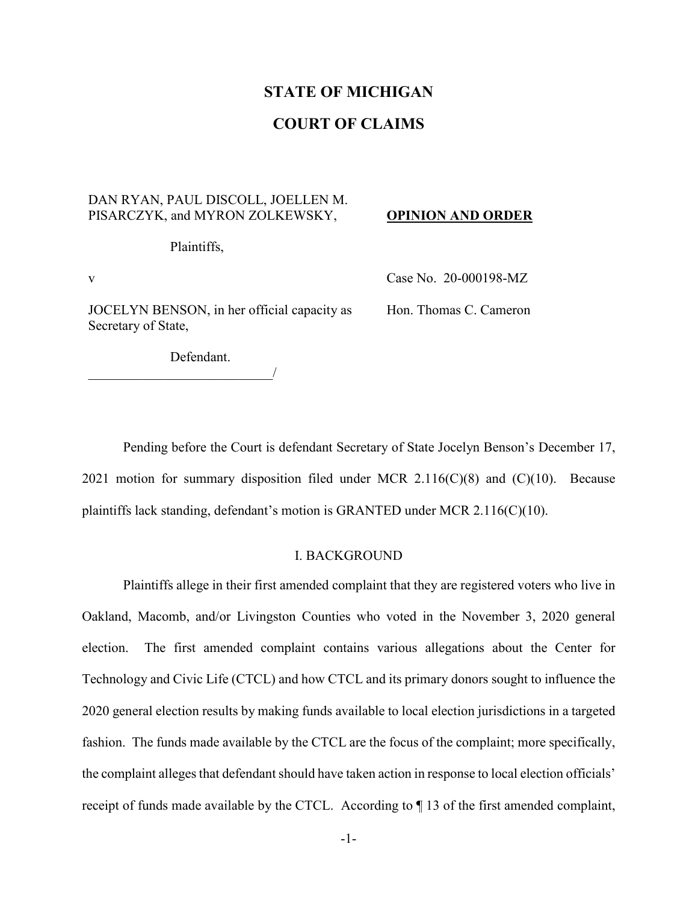# STATE OF MICHIGAN

# COURT OF CLAIMS

DAN RYAN, PAUL DISCOLL, JOELLEN M. PISARCZYK, and MYRON ZOLKEWSKY,

Plaintiffs,

v

JOCELYN BENSON, in her official capacity as Secretary of State,

Defendant.
\_\_\_\_\_\_\_\_\_\_\_\_\_\_\_\_\_\_\_\_\_\_\_\_\_\_\_\_/

**OPINION AND ORDER**

Case No. 20-000198-MZ

Hon. Thomas C. Cameron

Pending before the Court is defendant Secretary of State Jocelyn Benson's December 17, 2021 motion for summary disposition filed under MCR 2.116(C)(8) and (C)(10). Because plaintiffs lack standing, defendant's motion is GRANTED under MCR 2.116(C)(10).

## I. BACKGROUND

Plaintiffs allege in their first amended complaint that they are registered voters who live in Oakland, Macomb, and/or Livingston Counties who voted in the November 3, 2020 general election. The first amended complaint contains various allegations about the Center for Technology and Civic Life (CTCL) and how CTCL and its primary donors sought to influence the 2020 general election results by making funds available to local election jurisdictions in a targeted fashion. The funds made available by the CTCL are the focus of the complaint; more specifically, the complaint alleges that defendant should have taken action in response to local election officials' receipt of funds made available by the CTCL. According to ¶ 13 of the first amended complaint,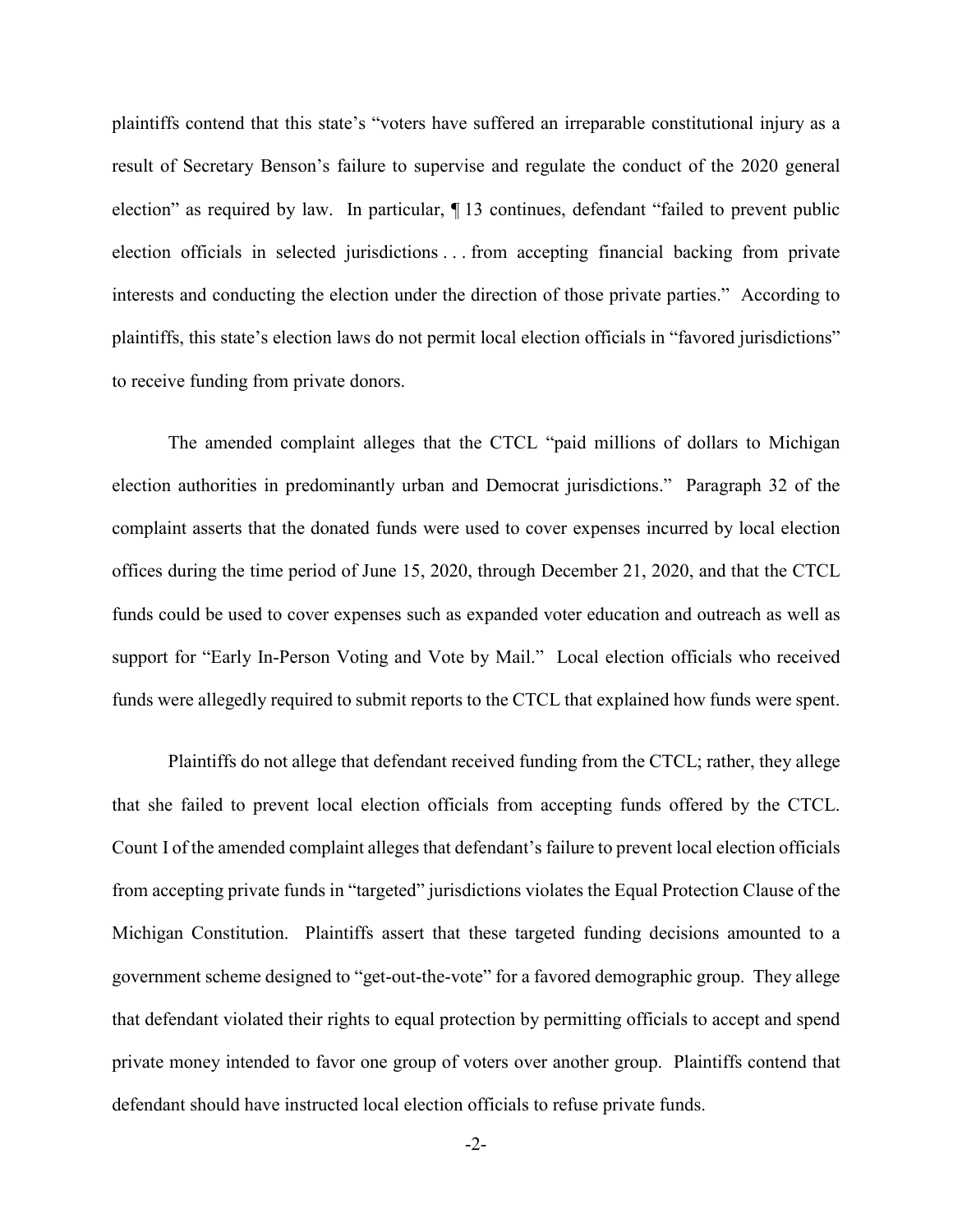plaintiffs contend that this state's "voters have suffered an irreparable constitutional injury as a result of Secretary Benson's failure to supervise and regulate the conduct of the 2020 general election" as required by law. In particular, ¶ 13 continues, defendant "failed to prevent public election officials in selected jurisdictions . . . from accepting financial backing from private interests and conducting the election under the direction of those private parties." According to plaintiffs, this state's election laws do not permit local election officials in "favored jurisdictions" to receive funding from private donors.

The amended complaint alleges that the CTCL "paid millions of dollars to Michigan election authorities in predominantly urban and Democrat jurisdictions." Paragraph 32 of the complaint asserts that the donated funds were used to cover expenses incurred by local election offices during the time period of June 15, 2020, through December 21, 2020, and that the CTCL funds could be used to cover expenses such as expanded voter education and outreach as well as support for "Early In-Person Voting and Vote by Mail." Local election officials who received funds were allegedly required to submit reports to the CTCL that explained how funds were spent.

Plaintiffs do not allege that defendant received funding from the CTCL; rather, they allege that she failed to prevent local election officials from accepting funds offered by the CTCL. Count I of the amended complaint alleges that defendant's failure to prevent local election officials from accepting private funds in "targeted" jurisdictions violates the Equal Protection Clause of the Michigan Constitution. Plaintiffs assert that these targeted funding decisions amounted to a government scheme designed to "get-out-the-vote" for a favored demographic group. They allege that defendant violated their rights to equal protection by permitting officials to accept and spend private money intended to favor one group of voters over another group. Plaintiffs contend that defendant should have instructed local election officials to refuse private funds.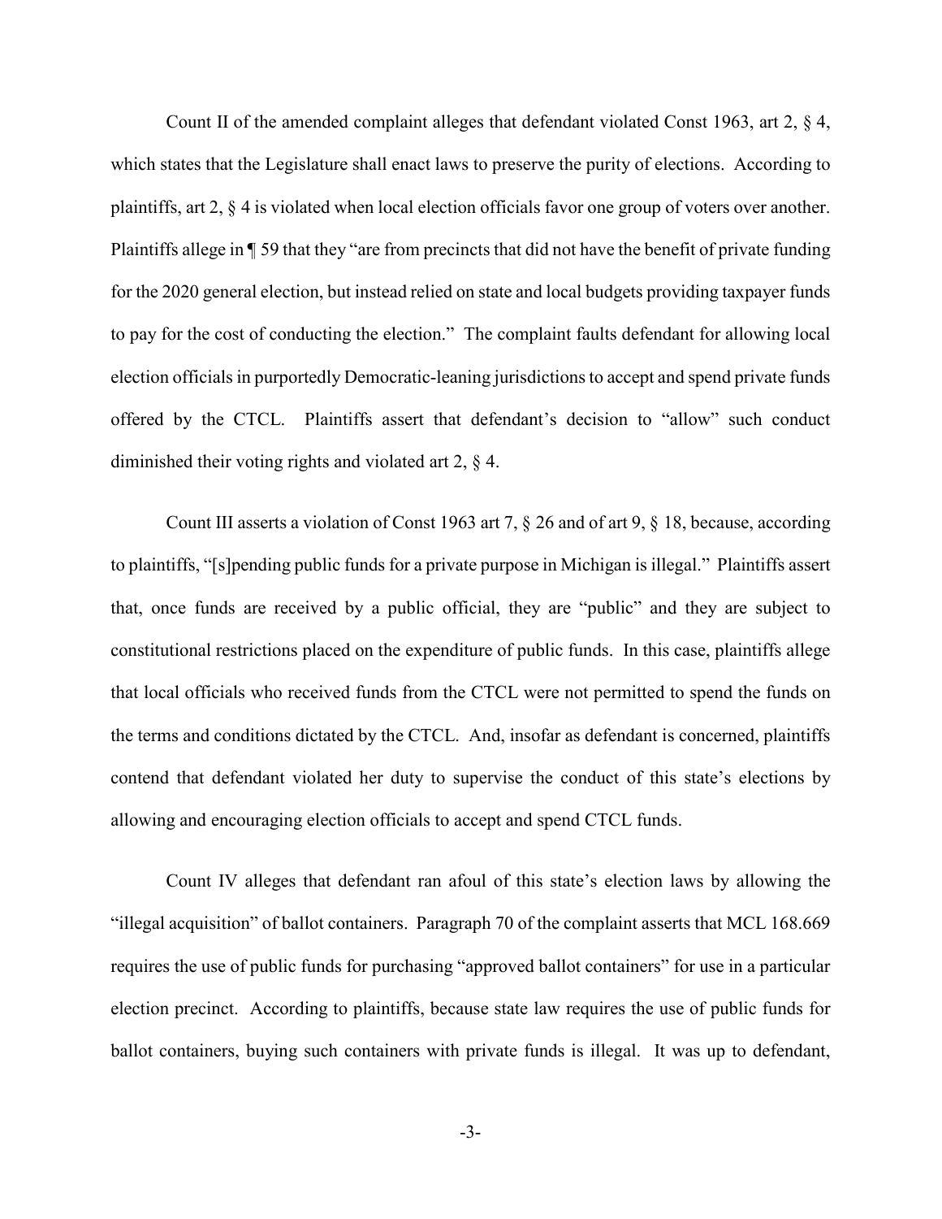Count II of the amended complaint alleges that defendant violated Const 1963, art 2, § 4, which states that the Legislature shall enact laws to preserve the purity of elections. According to plaintiffs, art 2, § 4 is violated when local election officials favor one group of voters over another. Plaintiffs allege in ¶ 59 that they "are from precincts that did not have the benefit of private funding for the 2020 general election, but instead relied on state and local budgets providing taxpayer funds to pay for the cost of conducting the election." The complaint faults defendant for allowing local election officials in purportedly Democratic-leaning jurisdictions to accept and spend private funds offered by the CTCL. Plaintiffs assert that defendant's decision to "allow" such conduct diminished their voting rights and violated art 2, § 4.

Count III asserts a violation of Const 1963 art 7, § 26 and of art 9, § 18, because, according to plaintiffs, "[s]pending public funds for a private purpose in Michigan is illegal." Plaintiffs assert that, once funds are received by a public official, they are "public" and they are subject to constitutional restrictions placed on the expenditure of public funds. In this case, plaintiffs allege that local officials who received funds from the CTCL were not permitted to spend the funds on the terms and conditions dictated by the CTCL. And, insofar as defendant is concerned, plaintiffs contend that defendant violated her duty to supervise the conduct of this state's elections by allowing and encouraging election officials to accept and spend CTCL funds.

Count IV alleges that defendant ran afoul of this state's election laws by allowing the "illegal acquisition" of ballot containers. Paragraph 70 of the complaint asserts that MCL 168.669 requires the use of public funds for purchasing "approved ballot containers" for use in a particular election precinct. According to plaintiffs, because state law requires the use of public funds for ballot containers, buying such containers with private funds is illegal. It was up to defendant,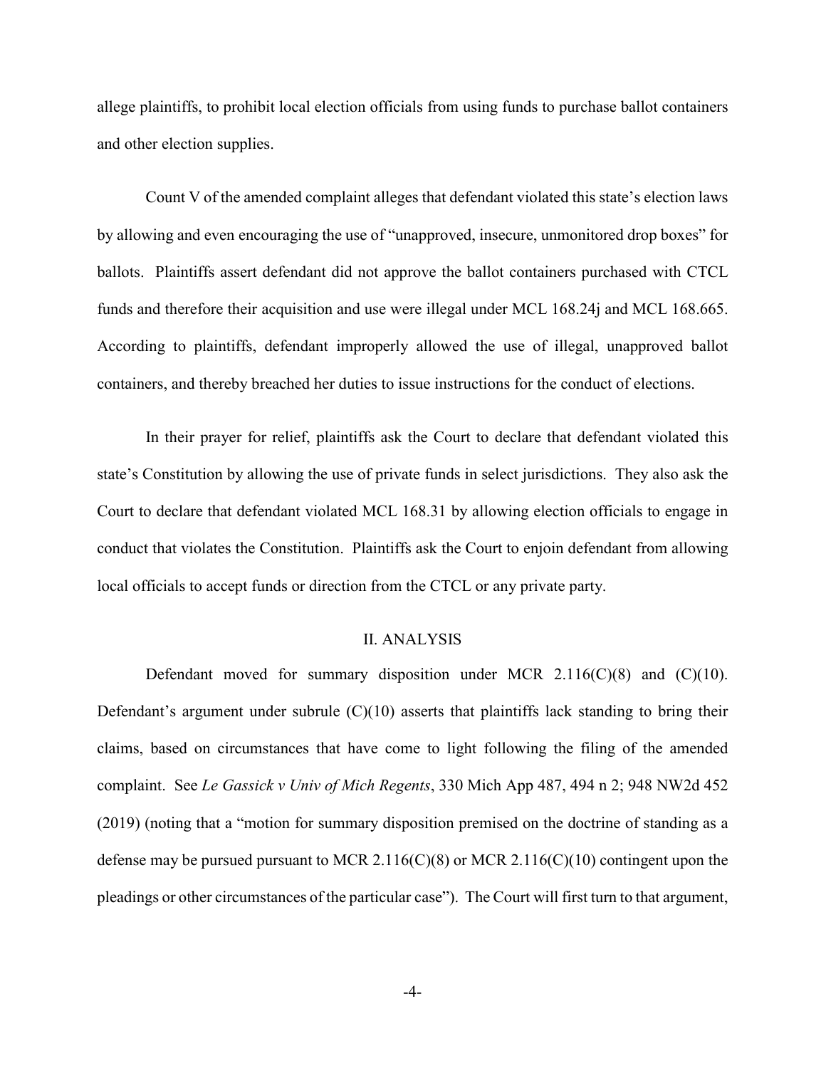allege plaintiffs, to prohibit local election officials from using funds to purchase ballot containers and other election supplies.

Count V of the amended complaint alleges that defendant violated this state's election laws by allowing and even encouraging the use of "unapproved, insecure, unmonitored drop boxes" for ballots. Plaintiffs assert defendant did not approve the ballot containers purchased with CTCL funds and therefore their acquisition and use were illegal under MCL 168.24j and MCL 168.665. According to plaintiffs, defendant improperly allowed the use of illegal, unapproved ballot containers, and thereby breached her duties to issue instructions for the conduct of elections.

In their prayer for relief, plaintiffs ask the Court to declare that defendant violated this state's Constitution by allowing the use of private funds in select jurisdictions. They also ask the Court to declare that defendant violated MCL 168.31 by allowing election officials to engage in conduct that violates the Constitution. Plaintiffs ask the Court to enjoin defendant from allowing local officials to accept funds or direction from the CTCL or any private party.

## II. ANALYSIS

Defendant moved for summary disposition under MCR 2.116(C)(8) and (C)(10). Defendant's argument under subrule (C)(10) asserts that plaintiffs lack standing to bring their claims, based on circumstances that have come to light following the filing of the amended complaint. See *Le Gassick v Univ of Mich Regents*, 330 Mich App 487, 494 n 2; 948 NW2d 452 (2019) (noting that a "motion for summary disposition premised on the doctrine of standing as a defense may be pursued pursuant to MCR 2.116(C)(8) or MCR 2.116(C)(10) contingent upon the pleadings or other circumstances of the particular case"). The Court will first turn to that argument,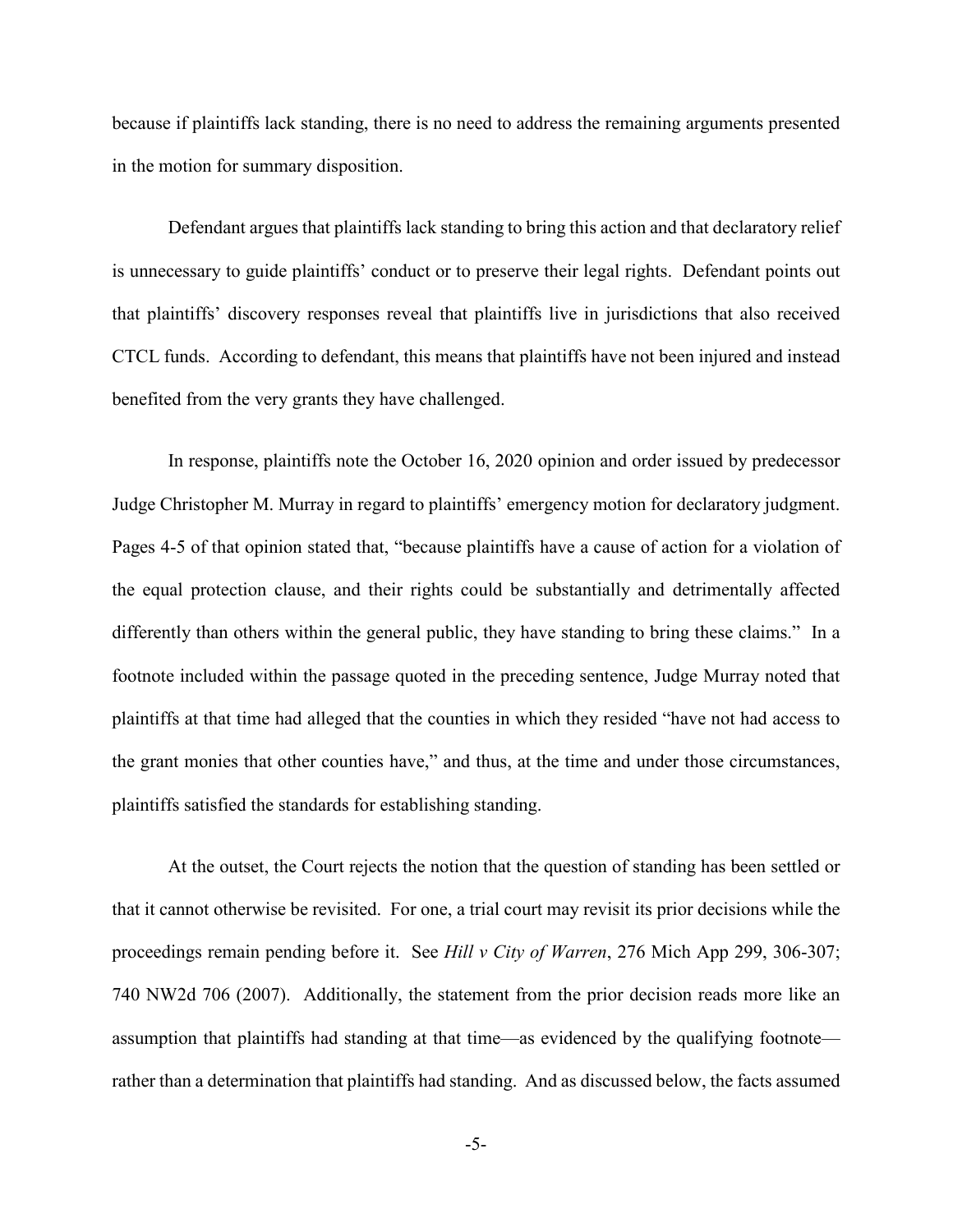because if plaintiffs lack standing, there is no need to address the remaining arguments presented in the motion for summary disposition.

Defendant argues that plaintiffs lack standing to bring this action and that declaratory relief is unnecessary to guide plaintiffs' conduct or to preserve their legal rights. Defendant points out that plaintiffs' discovery responses reveal that plaintiffs live in jurisdictions that also received CTCL funds. According to defendant, this means that plaintiffs have not been injured and instead benefited from the very grants they have challenged.

In response, plaintiffs note the October 16, 2020 opinion and order issued by predecessor Judge Christopher M. Murray in regard to plaintiffs' emergency motion for declaratory judgment. Pages 4-5 of that opinion stated that, "because plaintiffs have a cause of action for a violation of the equal protection clause, and their rights could be substantially and detrimentally affected differently than others within the general public, they have standing to bring these claims." In a footnote included within the passage quoted in the preceding sentence, Judge Murray noted that plaintiffs at that time had alleged that the counties in which they resided "have not had access to the grant monies that other counties have," and thus, at the time and under those circumstances, plaintiffs satisfied the standards for establishing standing.

At the outset, the Court rejects the notion that the question of standing has been settled or that it cannot otherwise be revisited. For one, a trial court may revisit its prior decisions while the proceedings remain pending before it. See *Hill v City of Warren*, 276 Mich App 299, 306-307; 740 NW2d 706 (2007). Additionally, the statement from the prior decision reads more like an assumption that plaintiffs had standing at that time—as evidenced by the qualifying footnote—rather than a determination that plaintiffs had standing. And as discussed below, the facts assumed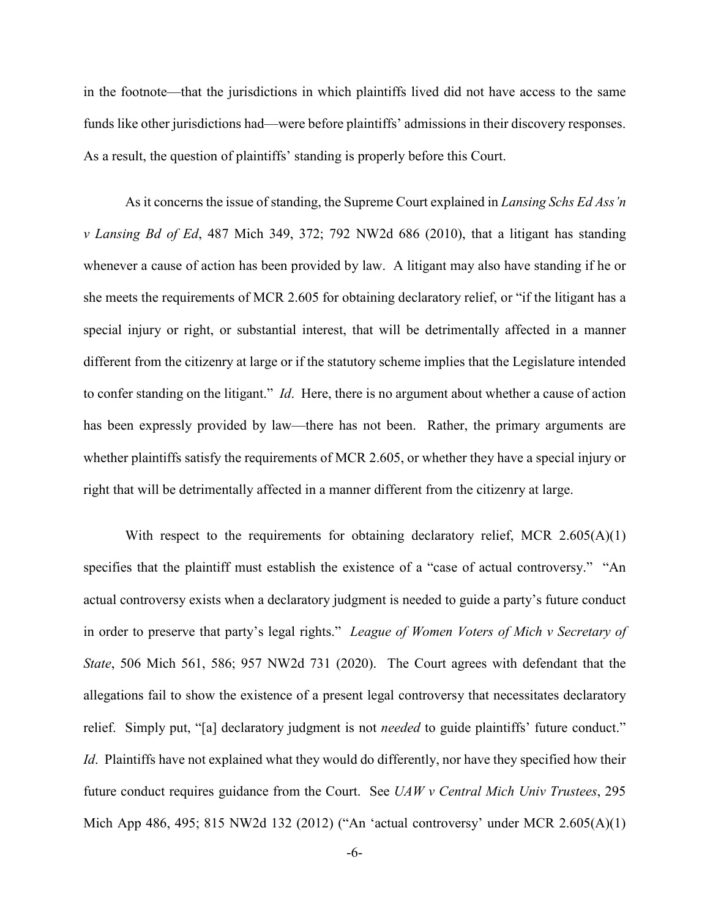in the footnote—that the jurisdictions in which plaintiffs lived did not have access to the same funds like other jurisdictions had—were before plaintiffs' admissions in their discovery responses. As a result, the question of plaintiffs' standing is properly before this Court.

As it concerns the issue of standing, the Supreme Court explained in *Lansing Schs Ed Ass'n v Lansing Bd of Ed*, 487 Mich 349, 372; 792 NW2d 686 (2010), that a litigant has standing whenever a cause of action has been provided by law. A litigant may also have standing if he or she meets the requirements of MCR 2.605 for obtaining declaratory relief, or "if the litigant has a special injury or right, or substantial interest, that will be detrimentally affected in a manner different from the citizenry at large or if the statutory scheme implies that the Legislature intended to confer standing on the litigant." *Id*. Here, there is no argument about whether a cause of action has been expressly provided by law—there has not been. Rather, the primary arguments are whether plaintiffs satisfy the requirements of MCR 2.605, or whether they have a special injury or right that will be detrimentally affected in a manner different from the citizenry at large.

With respect to the requirements for obtaining declaratory relief, MCR 2.605(A)(1) specifies that the plaintiff must establish the existence of a "case of actual controversy." "An actual controversy exists when a declaratory judgment is needed to guide a party's future conduct in order to preserve that party's legal rights." *League of Women Voters of Mich v Secretary of State*, 506 Mich 561, 586; 957 NW2d 731 (2020). The Court agrees with defendant that the allegations fail to show the existence of a present legal controversy that necessitates declaratory relief. Simply put, "[a] declaratory judgment is not *needed* to guide plaintiffs' future conduct." *Id*. Plaintiffs have not explained what they would do differently, nor have they specified how their future conduct requires guidance from the Court. See *UAW v Central Mich Univ Trustees*, 295 Mich App 486, 495; 815 NW2d 132 (2012) ("An 'actual controversy' under MCR 2.605(A)(1)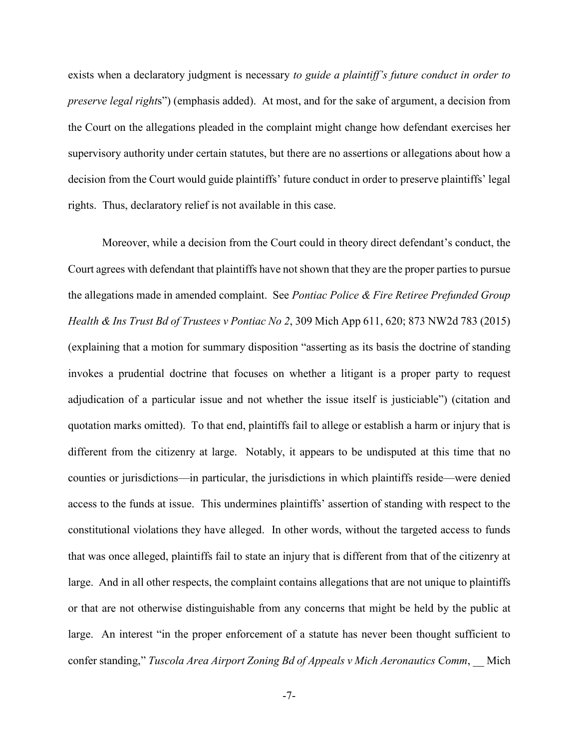exists when a declaratory judgment is necessary *to guide a plaintiff's future conduct in order to preserve legal right*s") (emphasis added). At most, and for the sake of argument, a decision from the Court on the allegations pleaded in the complaint might change how defendant exercises her supervisory authority under certain statutes, but there are no assertions or allegations about how a decision from the Court would guide plaintiffs' future conduct in order to preserve plaintiffs' legal rights. Thus, declaratory relief is not available in this case.

Moreover, while a decision from the Court could in theory direct defendant's conduct, the Court agrees with defendant that plaintiffs have not shown that they are the proper parties to pursue the allegations made in amended complaint. See *Pontiac Police & Fire Retiree Prefunded Group Health & Ins Trust Bd of Trustees v Pontiac No 2*, 309 Mich App 611, 620; 873 NW2d 783 (2015) (explaining that a motion for summary disposition "asserting as its basis the doctrine of standing invokes a prudential doctrine that focuses on whether a litigant is a proper party to request adjudication of a particular issue and not whether the issue itself is justiciable") (citation and quotation marks omitted). To that end, plaintiffs fail to allege or establish a harm or injury that is different from the citizenry at large. Notably, it appears to be undisputed at this time that no counties or jurisdictions—in particular, the jurisdictions in which plaintiffs reside—were denied access to the funds at issue. This undermines plaintiffs' assertion of standing with respect to the constitutional violations they have alleged. In other words, without the targeted access to funds that was once alleged, plaintiffs fail to state an injury that is different from that of the citizenry at large. And in all other respects, the complaint contains allegations that are not unique to plaintiffs or that are not otherwise distinguishable from any concerns that might be held by the public at large. An interest "in the proper enforcement of a statute has never been thought sufficient to confer standing," *Tuscola Area Airport Zoning Bd of Appeals v Mich Aeronautics Comm*, __ Mich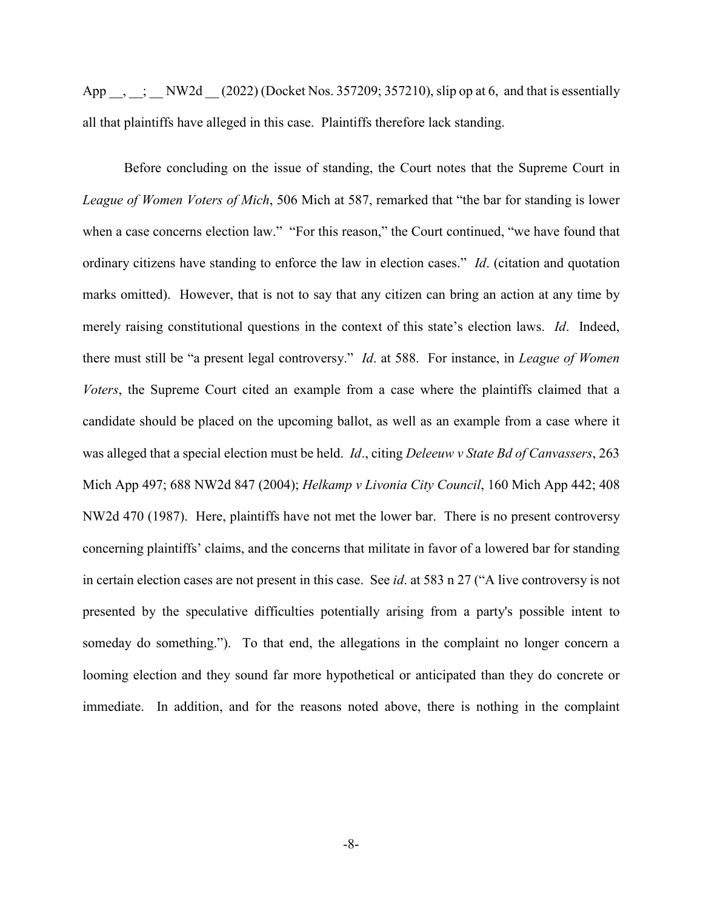App __, __; __ NW2d __ (2022) (Docket Nos. 357209; 357210), slip op at 6, and that is essentially all that plaintiffs have alleged in this case. Plaintiffs therefore lack standing.

Before concluding on the issue of standing, the Court notes that the Supreme Court in *League of Women Voters of Mich*, 506 Mich at 587, remarked that "the bar for standing is lower when a case concerns election law." "For this reason," the Court continued, "we have found that ordinary citizens have standing to enforce the law in election cases." *Id*. (citation and quotation marks omitted). However, that is not to say that any citizen can bring an action at any time by merely raising constitutional questions in the context of this state's election laws. *Id*. Indeed, there must still be "a present legal controversy." *Id*. at 588. For instance, in *League of Women Voters*, the Supreme Court cited an example from a case where the plaintiffs claimed that a candidate should be placed on the upcoming ballot, as well as an example from a case where it was alleged that a special election must be held. *Id*., citing *Deleeuw v State Bd of Canvassers*, 263 Mich App 497; 688 NW2d 847 (2004); *Helkamp v Livonia City Council*, 160 Mich App 442; 408 NW2d 470 (1987). Here, plaintiffs have not met the lower bar. There is no present controversy concerning plaintiffs' claims, and the concerns that militate in favor of a lowered bar for standing in certain election cases are not present in this case. See *id*. at 583 n 27 ("A live controversy is not presented by the speculative difficulties potentially arising from a party's possible intent to someday do something."). To that end, the allegations in the complaint no longer concern a looming election and they sound far more hypothetical or anticipated than they do concrete or immediate. In addition, and for the reasons noted above, there is nothing in the complaint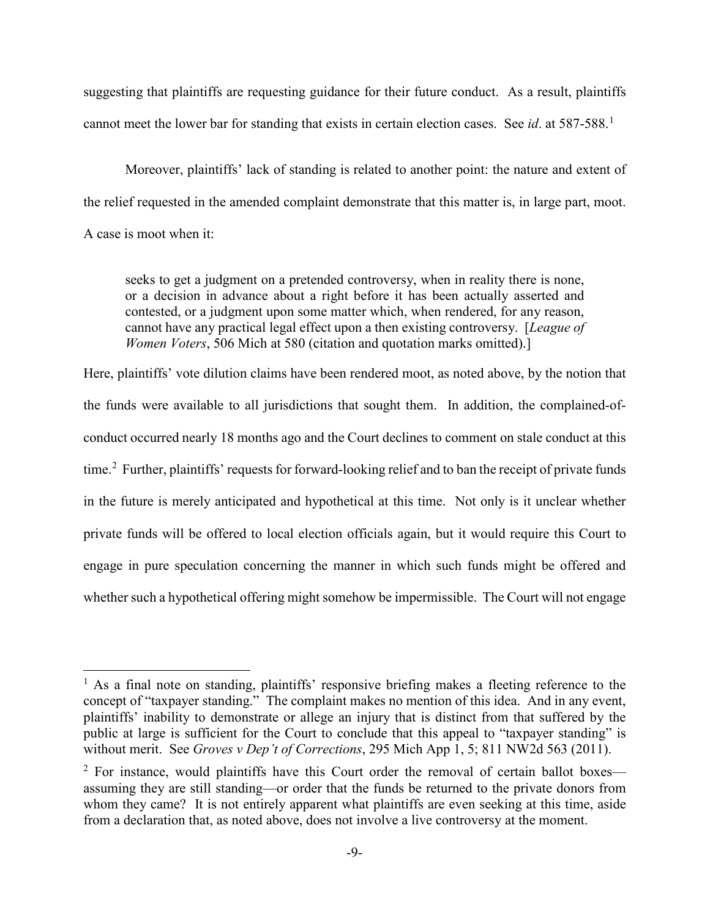suggesting that plaintiffs are requesting guidance for their future conduct. As a result, plaintiffs cannot meet the lower bar for standing that exists in certain election cases. See *id*. at 587-588.[1]

Moreover, plaintiffs' lack of standing is related to another point: the nature and extent of the relief requested in the amended complaint demonstrate that this matter is, in large part, moot. A case is moot when it:

> seeks to get a judgment on a pretended controversy, when in reality there is none, or a decision in advance about a right before it has been actually asserted and contested, or a judgment upon some matter which, when rendered, for any reason, cannot have any practical legal effect upon a then existing controversy. [*League of Women Voters*, 506 Mich at 580 (citation and quotation marks omitted).]

Here, plaintiffs' vote dilution claims have been rendered moot, as noted above, by the notion that the funds were available to all jurisdictions that sought them. In addition, the complained-of-conduct occurred nearly 18 months ago and the Court declines to comment on stale conduct at this time.[2] Further, plaintiffs' requests for forward-looking relief and to ban the receipt of private funds in the future is merely anticipated and hypothetical at this time. Not only is it unclear whether private funds will be offered to local election officials again, but it would require this Court to engage in pure speculation concerning the manner in which such funds might be offered and whether such a hypothetical offering might somehow be impermissible. The Court will not engage

---

[1] As a final note on standing, plaintiffs' responsive briefing makes a fleeting reference to the concept of "taxpayer standing." The complaint makes no mention of this idea. And in any event, plaintiffs' inability to demonstrate or allege an injury that is distinct from that suffered by the public at large is sufficient for the Court to conclude that this appeal to "taxpayer standing" is without merit. See *Groves v Dep't of Corrections*, 295 Mich App 1, 5; 811 NW2d 563 (2011).

[2] For instance, would plaintiffs have this Court order the removal of certain ballot boxes—assuming they are still standing—or order that the funds be returned to the private donors from whom they came? It is not entirely apparent what plaintiffs are even seeking at this time, aside from a declaration that, as noted above, does not involve a live controversy at the moment.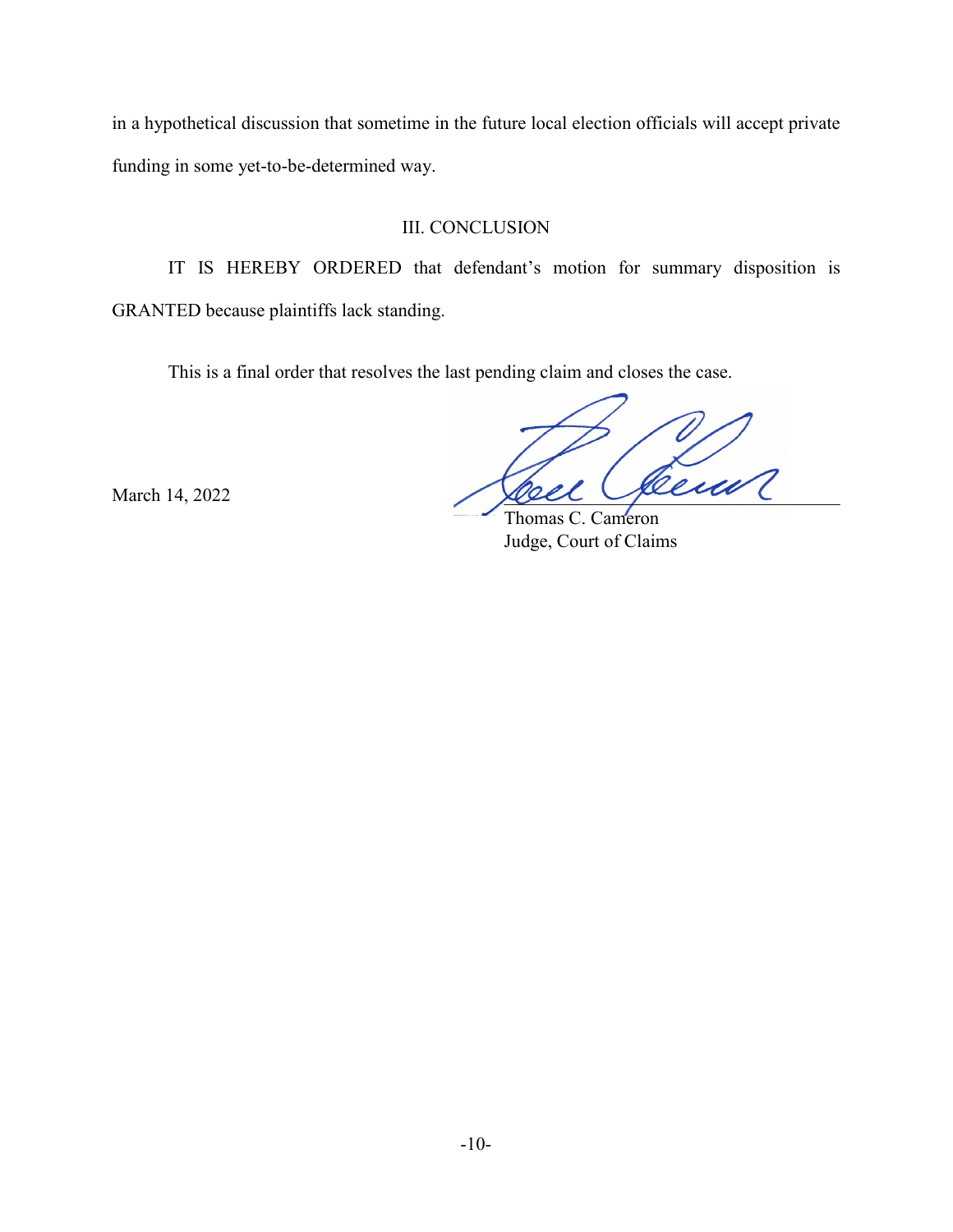in a hypothetical discussion that sometime in the future local election officials will accept private funding in some yet-to-be-determined way.

## III. CONCLUSION

IT IS HEREBY ORDERED that defendant's motion for summary disposition is GRANTED because plaintiffs lack standing.

This is a final order that resolves the last pending claim and closes the case.

March 14, 2022

Thomas C. Cameron
Judge, Court of Claims